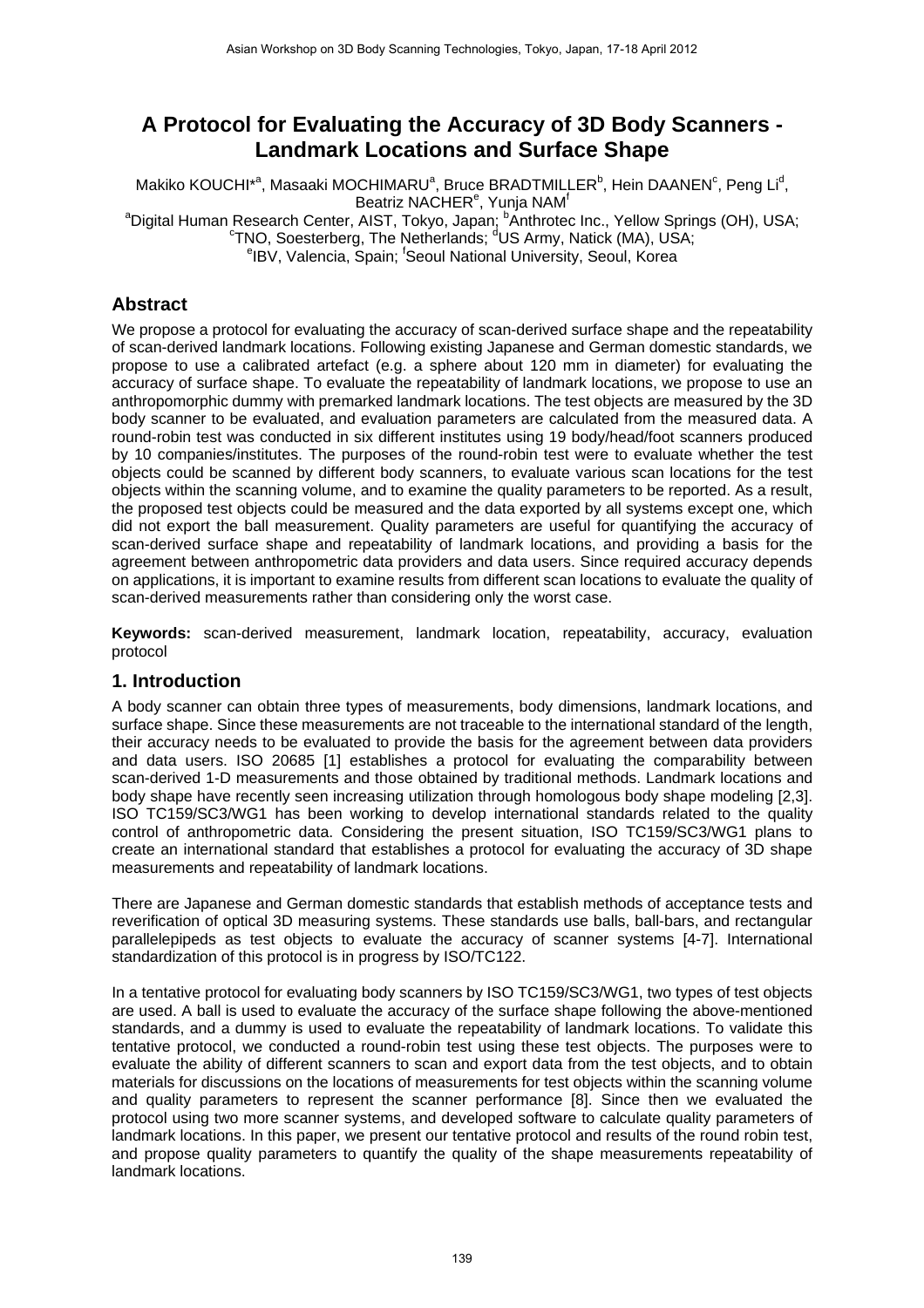# A Protocol for Evaluating the Accuracy of 3D Body Scanners - Landmark Locations and Surface Shape

Makiko KOUCHI*[a], Masaaki MOCHIMARU[a], Bruce BRADTMILLER[b], Hein DAANEN[c], Peng Li[d], Beatriz NACHER[e], Yunja NAM[f]

[a]Digital Human Research Center, AIST, Tokyo, Japan; [b]Anthrotec Inc., Yellow Springs (OH), USA; [c]TNO, Soesterberg, The Netherlands; [d]US Army, Natick (MA), USA; [e]IBV, Valencia, Spain; [f]Seoul National University, Seoul, Korea

## Abstract

We propose a protocol for evaluating the accuracy of scan-derived surface shape and the repeatability of scan-derived landmark locations. Following existing Japanese and German domestic standards, we propose to use a calibrated artefact (e.g. a sphere about 120 mm in diameter) for evaluating the accuracy of surface shape. To evaluate the repeatability of landmark locations, we propose to use an anthropomorphic dummy with premarked landmark locations. The test objects are measured by the 3D body scanner to be evaluated, and evaluation parameters are calculated from the measured data. A round-robin test was conducted in six different institutes using 19 body/head/foot scanners produced by 10 companies/institutes. The purposes of the round-robin test were to evaluate whether the test objects could be scanned by different body scanners, to evaluate various scan locations for the test objects within the scanning volume, and to examine the quality parameters to be reported. As a result, the proposed test objects could be measured and the data exported by all systems except one, which did not export the ball measurement. Quality parameters are useful for quantifying the accuracy of scan-derived surface shape and repeatability of landmark locations, and providing a basis for the agreement between anthropometric data providers and data users. Since required accuracy depends on applications, it is important to examine results from different scan locations to evaluate the quality of scan-derived measurements rather than considering only the worst case.

**Keywords:** scan-derived measurement, landmark location, repeatability, accuracy, evaluation protocol

## 1. Introduction

A body scanner can obtain three types of measurements, body dimensions, landmark locations, and surface shape. Since these measurements are not traceable to the international standard of the length, their accuracy needs to be evaluated to provide the basis for the agreement between data providers and data users. ISO 20685 [1] establishes a protocol for evaluating the comparability between scan-derived 1-D measurements and those obtained by traditional methods. Landmark locations and body shape have recently seen increasing utilization through homologous body shape modeling [2,3]. ISO TC159/SC3/WG1 has been working to develop international standards related to the quality control of anthropometric data. Considering the present situation, ISO TC159/SC3/WG1 plans to create an international standard that establishes a protocol for evaluating the accuracy of 3D shape measurements and repeatability of landmark locations.

There are Japanese and German domestic standards that establish methods of acceptance tests and reverification of optical 3D measuring systems. These standards use balls, ball-bars, and rectangular parallelepipeds as test objects to evaluate the accuracy of scanner systems [4-7]. International standardization of this protocol is in progress by ISO/TC122.

In a tentative protocol for evaluating body scanners by ISO TC159/SC3/WG1, two types of test objects are used. A ball is used to evaluate the accuracy of the surface shape following the above-mentioned standards, and a dummy is used to evaluate the repeatability of landmark locations. To validate this tentative protocol, we conducted a round-robin test using these test objects. The purposes were to evaluate the ability of different scanners to scan and export data from the test objects, and to obtain materials for discussions on the locations of measurements for test objects within the scanning volume and quality parameters to represent the scanner performance [8]. Since then we evaluated the protocol using two more scanner systems, and developed software to calculate quality parameters of landmark locations. In this paper, we present our tentative protocol and results of the round robin test, and propose quality parameters to quantify the quality of the shape measurements repeatability of landmark locations.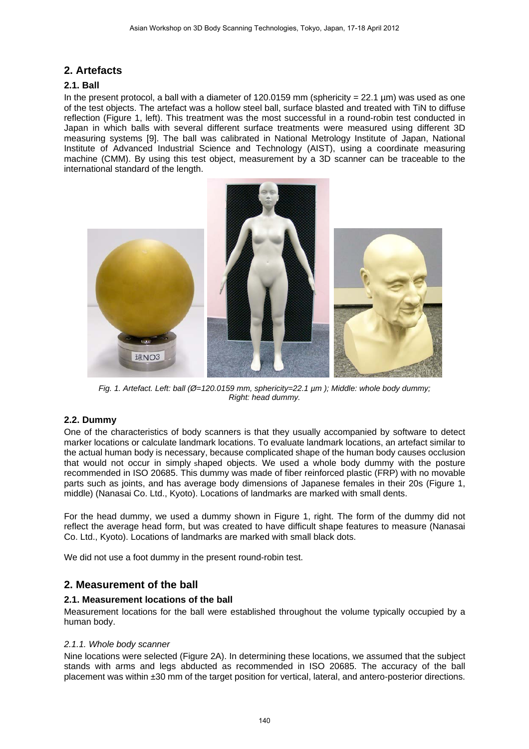## 2. Artefacts

### 2.1. Ball

In the present protocol, a ball with a diameter of 120.0159 mm (sphericity = 22.1 µm) was used as one of the test objects. The artefact was a hollow steel ball, surface blasted and treated with TiN to diffuse reflection (Figure 1, left). This treatment was the most successful in a round-robin test conducted in Japan in which balls with several different surface treatments were measured using different 3D measuring systems [9]. The ball was calibrated in National Metrology Institute of Japan, National Institute of Advanced Industrial Science and Technology (AIST), using a coordinate measuring machine (CMM). By using this test object, measurement by a 3D scanner can be traceable to the international standard of the length.

*Fig. 1. Artefact. Left: ball (Ø=120.0159 mm, sphericity=22.1 µm ); Middle: whole body dummy; Right: head dummy.*

### 2.2. Dummy

One of the characteristics of body scanners is that they usually accompanied by software to detect marker locations or calculate landmark locations. To evaluate landmark locations, an artefact similar to the actual human body is necessary, because complicated shape of the human body causes occlusion that would not occur in simply shaped objects. We used a whole body dummy with the posture recommended in ISO 20685. This dummy was made of fiber reinforced plastic (FRP) with no movable parts such as joints, and has average body dimensions of Japanese females in their 20s (Figure 1, middle) (Nanasai Co. Ltd., Kyoto). Locations of landmarks are marked with small dents.

For the head dummy, we used a dummy shown in Figure 1, right. The form of the dummy did not reflect the average head form, but was created to have difficult shape features to measure (Nanasai Co. Ltd., Kyoto). Locations of landmarks are marked with small black dots.

We did not use a foot dummy in the present round-robin test.

## 2. Measurement of the ball

### 2.1. Measurement locations of the ball

Measurement locations for the ball were established throughout the volume typically occupied by a human body.

#### *2.1.1. Whole body scanner*

Nine locations were selected (Figure 2A). In determining these locations, we assumed that the subject stands with arms and legs abducted as recommended in ISO 20685. The accuracy of the ball placement was within ±30 mm of the target position for vertical, lateral, and antero-posterior directions.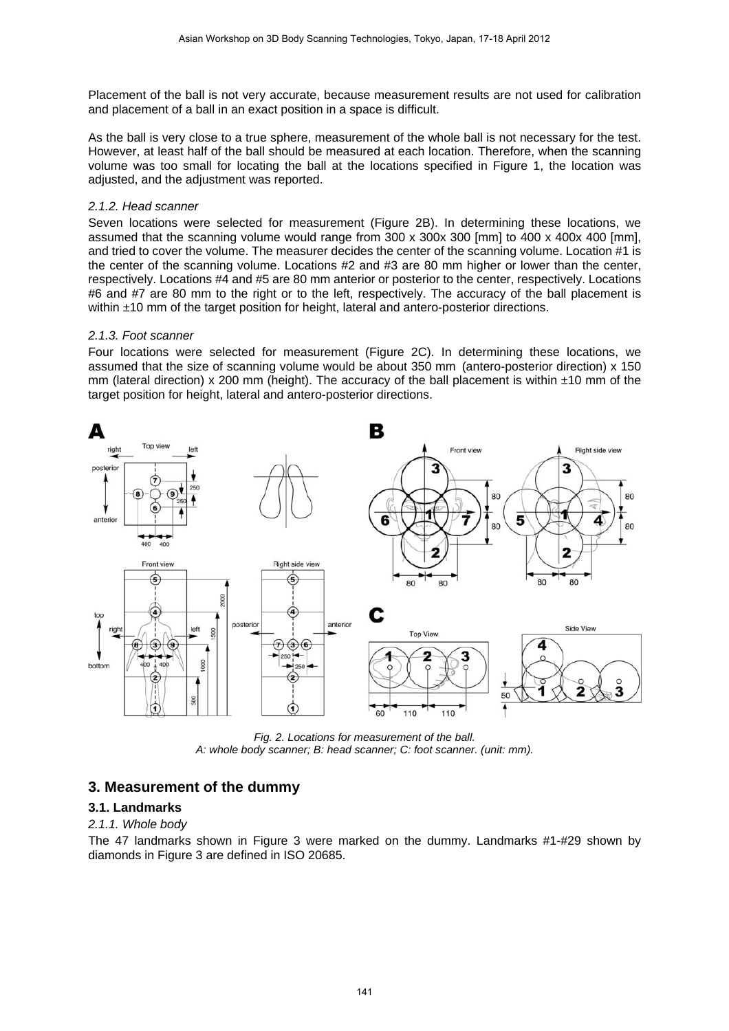Placement of the ball is not very accurate, because measurement results are not used for calibration and placement of a ball in an exact position in a space is difficult.

As the ball is very close to a true sphere, measurement of the whole ball is not necessary for the test. However, at least half of the ball should be measured at each location. Therefore, when the scanning volume was too small for locating the ball at the locations specified in Figure 1, the location was adjusted, and the adjustment was reported.

### *2.1.2. Head scanner*

Seven locations were selected for measurement (Figure 2B). In determining these locations, we assumed that the scanning volume would range from 300 x 300x 300 [mm] to 400 x 400x 400 [mm], and tried to cover the volume. The measurer decides the center of the scanning volume. Location #1 is the center of the scanning volume. Locations #2 and #3 are 80 mm higher or lower than the center, respectively. Locations #4 and #5 are 80 mm anterior or posterior to the center, respectively. Locations #6 and #7 are 80 mm to the right or to the left, respectively. The accuracy of the ball placement is within ±10 mm of the target position for height, lateral and antero-posterior directions.

### *2.1.3. Foot scanner*

Four locations were selected for measurement (Figure 2C). In determining these locations, we assumed that the size of scanning volume would be about 350 mm (antero-posterior direction) x 150 mm (lateral direction) x 200 mm (height). The accuracy of the ball placement is within ±10 mm of the target position for height, lateral and antero-posterior directions.

*Fig. 2. Locations for measurement of the ball.*
*A: whole body scanner; B: head scanner; C: foot scanner. (unit: mm).*

## 3. Measurement of the dummy

### 3.1. Landmarks

*2.1.1. Whole body*

The 47 landmarks shown in Figure 3 were marked on the dummy. Landmarks #1-#29 shown by diamonds in Figure 3 are defined in ISO 20685.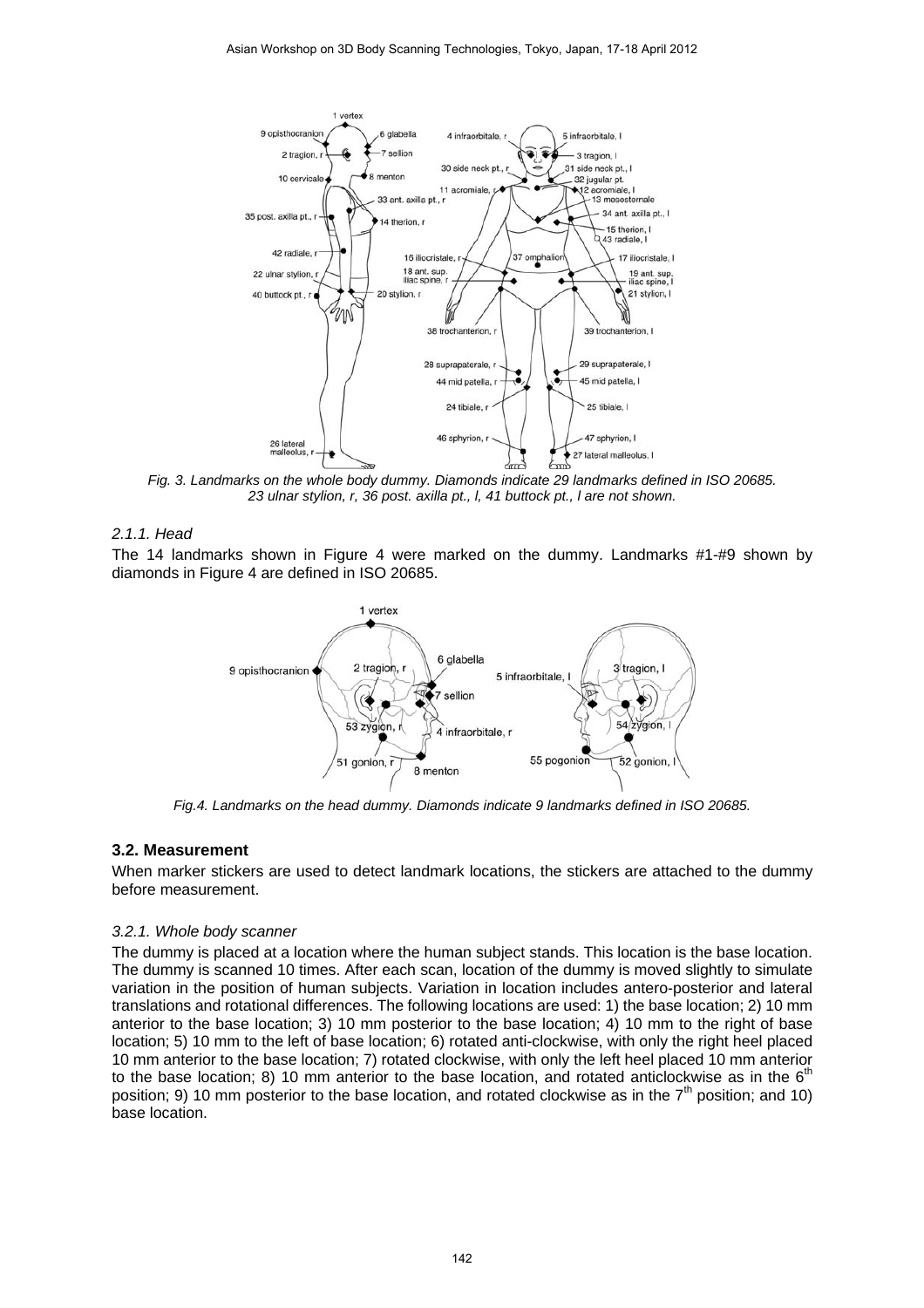Fig. 3. Landmarks on the whole body dummy. Diamonds indicate 29 landmarks defined in ISO 20685. 23 ulnar stylion, r, 36 post. axilla pt., l, 41 buttock pt., l are not shown.

*2.1.1. Head*

The 14 landmarks shown in Figure 4 were marked on the dummy. Landmarks #1-#9 shown by diamonds in Figure 4 are defined in ISO 20685.

Fig.4. Landmarks on the head dummy. Diamonds indicate 9 landmarks defined in ISO 20685.

### 3.2. Measurement

When marker stickers are used to detect landmark locations, the stickers are attached to the dummy before measurement.

*3.2.1. Whole body scanner*

The dummy is placed at a location where the human subject stands. This location is the base location. The dummy is scanned 10 times. After each scan, location of the dummy is moved slightly to simulate variation in the position of human subjects. Variation in location includes antero-posterior and lateral translations and rotational differences. The following locations are used: 1) the base location; 2) 10 mm anterior to the base location; 3) 10 mm posterior to the base location; 4) 10 mm to the right of base location; 5) 10 mm to the left of base location; 6) rotated anti-clockwise, with only the right heel placed 10 mm anterior to the base location; 7) rotated clockwise, with only the left heel placed 10 mm anterior to the base location; 8) 10 mm anterior to the base location, and rotated anticlockwise as in the 6th position; 9) 10 mm posterior to the base location, and rotated clockwise as in the 7th position; and 10) base location.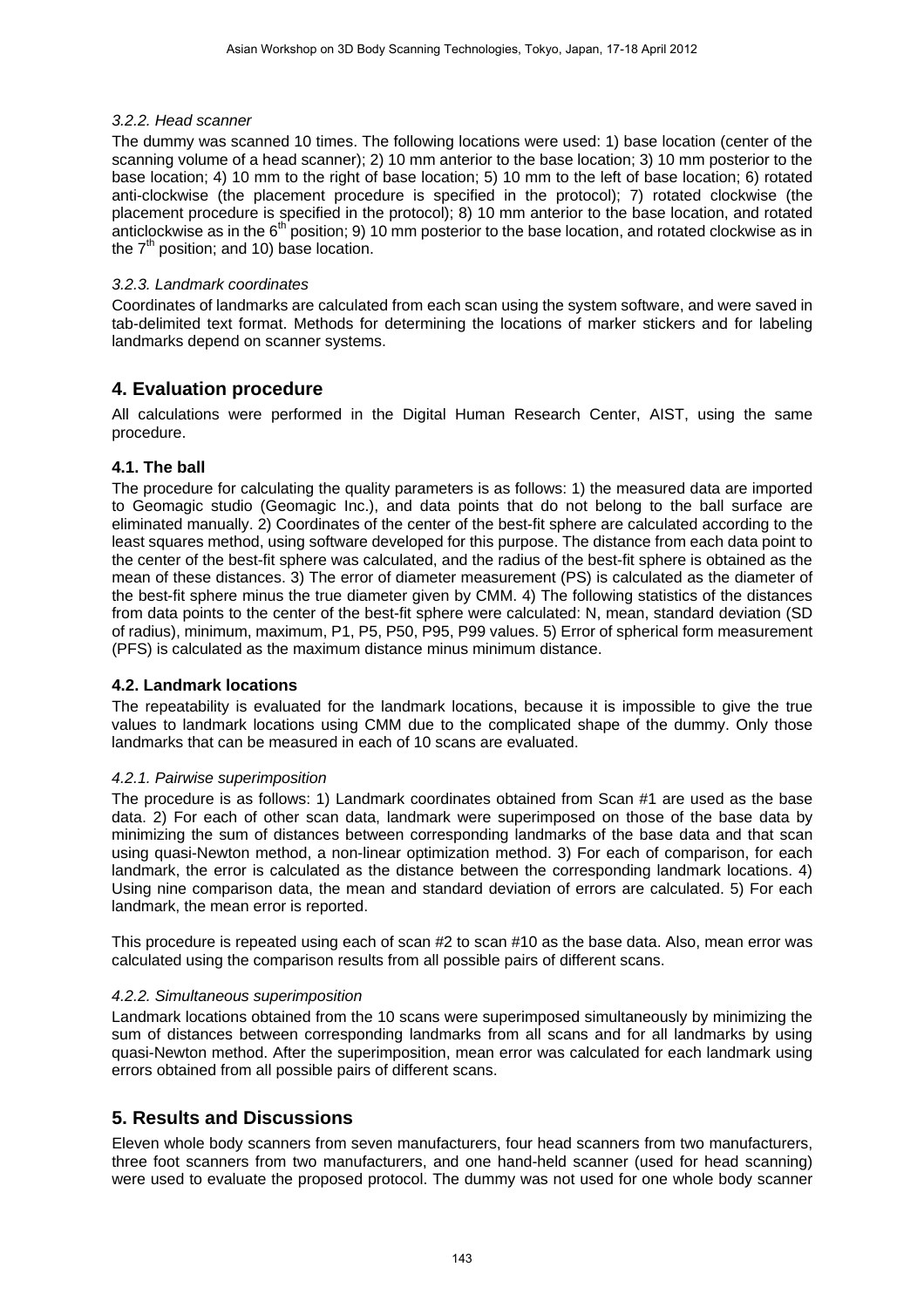#### *3.2.2. Head scanner*

The dummy was scanned 10 times. The following locations were used: 1) base location (center of the scanning volume of a head scanner); 2) 10 mm anterior to the base location; 3) 10 mm posterior to the base location; 4) 10 mm to the right of base location; 5) 10 mm to the left of base location; 6) rotated anti-clockwise (the placement procedure is specified in the protocol); 7) rotated clockwise (the placement procedure is specified in the protocol); 8) 10 mm anterior to the base location, and rotated anticlockwise as in the 6th position; 9) 10 mm posterior to the base location, and rotated clockwise as in the 7th position; and 10) base location.

#### *3.2.3. Landmark coordinates*

Coordinates of landmarks are calculated from each scan using the system software, and were saved in tab-delimited text format. Methods for determining the locations of marker stickers and for labeling landmarks depend on scanner systems.

## 4. Evaluation procedure

All calculations were performed in the Digital Human Research Center, AIST, using the same procedure.

### 4.1. The ball

The procedure for calculating the quality parameters is as follows: 1) the measured data are imported to Geomagic studio (Geomagic Inc.), and data points that do not belong to the ball surface are eliminated manually. 2) Coordinates of the center of the best-fit sphere are calculated according to the least squares method, using software developed for this purpose. The distance from each data point to the center of the best-fit sphere was calculated, and the radius of the best-fit sphere is obtained as the mean of these distances. 3) The error of diameter measurement (PS) is calculated as the diameter of the best-fit sphere minus the true diameter given by CMM. 4) The following statistics of the distances from data points to the center of the best-fit sphere were calculated: N, mean, standard deviation (SD of radius), minimum, maximum, P1, P5, P50, P95, P99 values. 5) Error of spherical form measurement (PFS) is calculated as the maximum distance minus minimum distance.

### 4.2. Landmark locations

The repeatability is evaluated for the landmark locations, because it is impossible to give the true values to landmark locations using CMM due to the complicated shape of the dummy. Only those landmarks that can be measured in each of 10 scans are evaluated.

#### *4.2.1. Pairwise superimposition*

The procedure is as follows: 1) Landmark coordinates obtained from Scan #1 are used as the base data. 2) For each of other scan data, landmark were superimposed on those of the base data by minimizing the sum of distances between corresponding landmarks of the base data and that scan using quasi-Newton method, a non-linear optimization method. 3) For each of comparison, for each landmark, the error is calculated as the distance between the corresponding landmark locations. 4) Using nine comparison data, the mean and standard deviation of errors are calculated. 5) For each landmark, the mean error is reported.

This procedure is repeated using each of scan #2 to scan #10 as the base data. Also, mean error was calculated using the comparison results from all possible pairs of different scans.

#### *4.2.2. Simultaneous superimposition*

Landmark locations obtained from the 10 scans were superimposed simultaneously by minimizing the sum of distances between corresponding landmarks from all scans and for all landmarks by using quasi-Newton method. After the superimposition, mean error was calculated for each landmark using errors obtained from all possible pairs of different scans.

## 5. Results and Discussions

Eleven whole body scanners from seven manufacturers, four head scanners from two manufacturers, three foot scanners from two manufacturers, and one hand-held scanner (used for head scanning) were used to evaluate the proposed protocol. The dummy was not used for one whole body scanner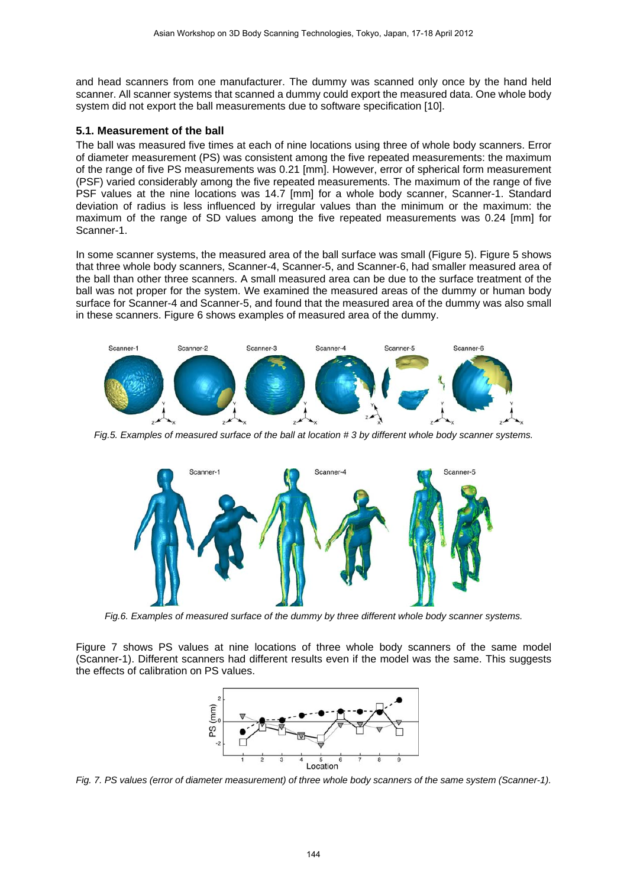and head scanners from one manufacturer. The dummy was scanned only once by the hand held scanner. All scanner systems that scanned a dummy could export the measured data. One whole body system did not export the ball measurements due to software specification [10].

### 5.1. Measurement of the ball

The ball was measured five times at each of nine locations using three of whole body scanners. Error of diameter measurement (PS) was consistent among the five repeated measurements: the maximum of the range of five PS measurements was 0.21 [mm]. However, error of spherical form measurement (PSF) varied considerably among the five repeated measurements. The maximum of the range of five PSF values at the nine locations was 14.7 [mm] for a whole body scanner, Scanner-1. Standard deviation of radius is less influenced by irregular values than the minimum or the maximum: the maximum of the range of SD values among the five repeated measurements was 0.24 [mm] for Scanner-1.

In some scanner systems, the measured area of the ball surface was small (Figure 5). Figure 5 shows that three whole body scanners, Scanner-4, Scanner-5, and Scanner-6, had smaller measured area of the ball than other three scanners. A small measured area can be due to the surface treatment of the ball was not proper for the system. We examined the measured areas of the dummy or human body surface for Scanner-4 and Scanner-5, and found that the measured area of the dummy was also small in these scanners. Figure 6 shows examples of measured area of the dummy.

*Fig.5. Examples of measured surface of the ball at location # 3 by different whole body scanner systems.*

*Fig.6. Examples of measured surface of the dummy by three different whole body scanner systems.*

Figure 7 shows PS values at nine locations of three whole body scanners of the same model (Scanner-1). Different scanners had different results even if the model was the same. This suggests the effects of calibration on PS values.

*Fig. 7. PS values (error of diameter measurement) of three whole body scanners of the same system (Scanner-1).*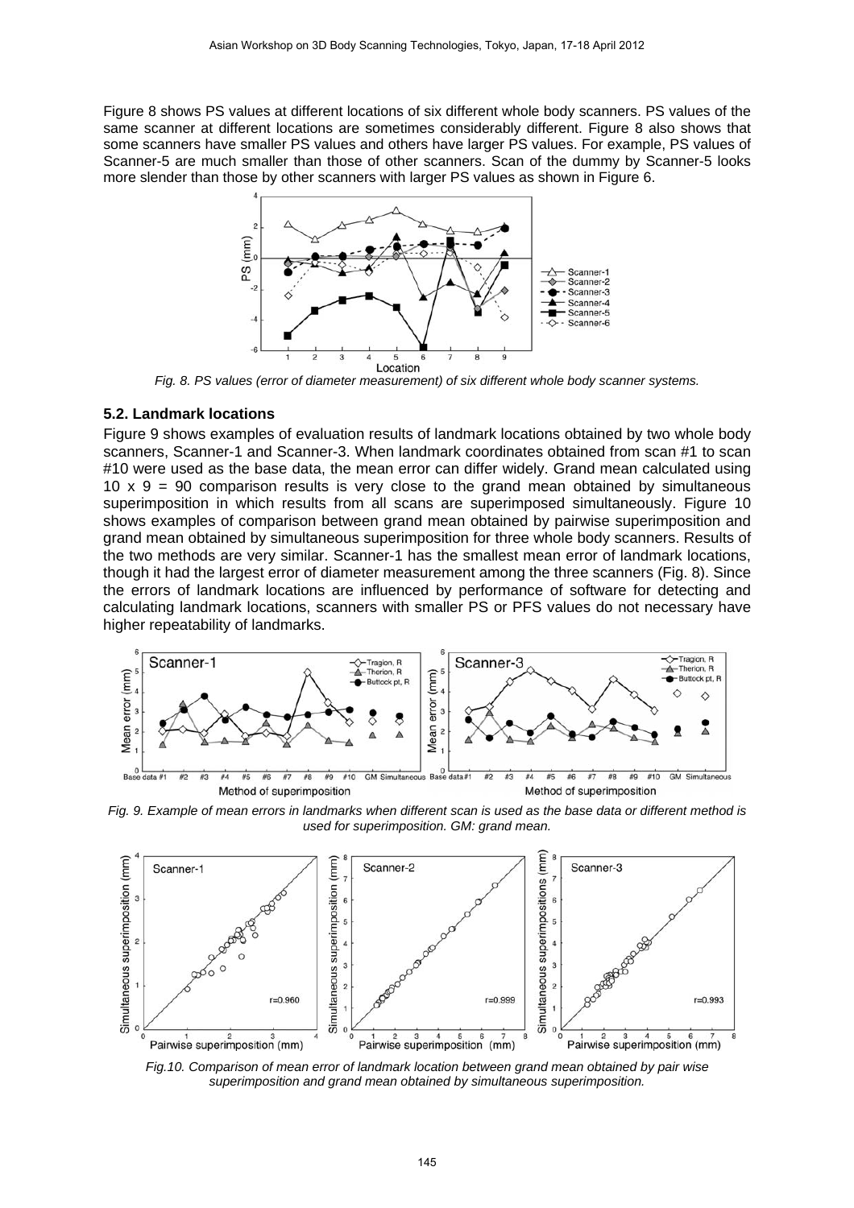Figure 8 shows PS values at different locations of six different whole body scanners. PS values of the same scanner at different locations are sometimes considerably different. Figure 8 also shows that some scanners have smaller PS values and others have larger PS values. For example, PS values of Scanner-5 are much smaller than those of other scanners. Scan of the dummy by Scanner-5 looks more slender than those by other scanners with larger PS values as shown in Figure 6.

*Fig. 8. PS values (error of diameter measurement) of six different whole body scanner systems.*

### 5.2. Landmark locations

Figure 9 shows examples of evaluation results of landmark locations obtained by two whole body scanners, Scanner-1 and Scanner-3. When landmark coordinates obtained from scan #1 to scan #10 were used as the base data, the mean error can differ widely. Grand mean calculated using 10 x 9 = 90 comparison results is very close to the grand mean obtained by simultaneous superimposition in which results from all scans are superimposed simultaneously. Figure 10 shows examples of comparison between grand mean obtained by pairwise superimposition and grand mean obtained by simultaneous superimposition for three whole body scanners. Results of the two methods are very similar. Scanner-1 has the smallest mean error of landmark locations, though it had the largest error of diameter measurement among the three scanners (Fig. 8). Since the errors of landmark locations are influenced by performance of software for detecting and calculating landmark locations, scanners with smaller PS or PFS values do not necessary have higher repeatability of landmarks.

*Fig. 9. Example of mean errors in landmarks when different scan is used as the base data or different method is used for superimposition. GM: grand mean.*

*Fig.10. Comparison of mean error of landmark location between grand mean obtained by pair wise superimposition and grand mean obtained by simultaneous superimposition.*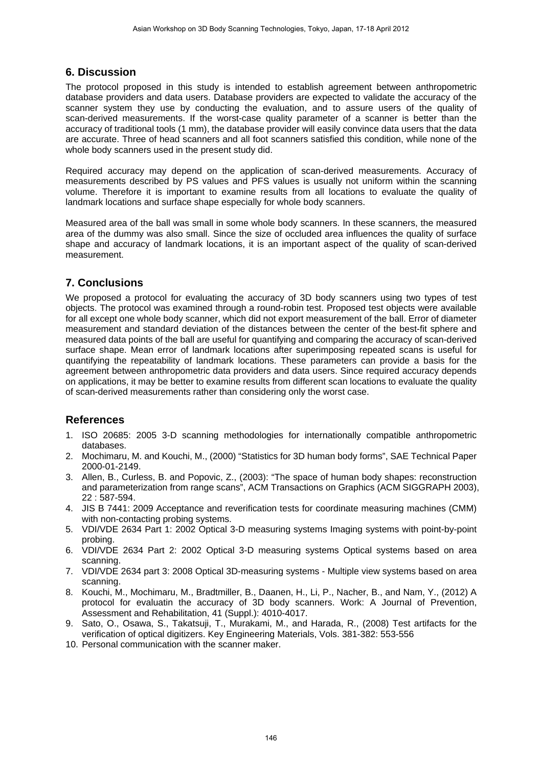## 6. Discussion

The protocol proposed in this study is intended to establish agreement between anthropometric database providers and data users. Database providers are expected to validate the accuracy of the scanner system they use by conducting the evaluation, and to assure users of the quality of scan-derived measurements. If the worst-case quality parameter of a scanner is better than the accuracy of traditional tools (1 mm), the database provider will easily convince data users that the data are accurate. Three of head scanners and all foot scanners satisfied this condition, while none of the whole body scanners used in the present study did.

Required accuracy may depend on the application of scan-derived measurements. Accuracy of measurements described by PS values and PFS values is usually not uniform within the scanning volume. Therefore it is important to examine results from all locations to evaluate the quality of landmark locations and surface shape especially for whole body scanners.

Measured area of the ball was small in some whole body scanners. In these scanners, the measured area of the dummy was also small. Since the size of occluded area influences the quality of surface shape and accuracy of landmark locations, it is an important aspect of the quality of scan-derived measurement.

## 7. Conclusions

We proposed a protocol for evaluating the accuracy of 3D body scanners using two types of test objects. The protocol was examined through a round-robin test. Proposed test objects were available for all except one whole body scanner, which did not export measurement of the ball. Error of diameter measurement and standard deviation of the distances between the center of the best-fit sphere and measured data points of the ball are useful for quantifying and comparing the accuracy of scan-derived surface shape. Mean error of landmark locations after superimposing repeated scans is useful for quantifying the repeatability of landmark locations. These parameters can provide a basis for the agreement between anthropometric data providers and data users. Since required accuracy depends on applications, it may be better to examine results from different scan locations to evaluate the quality of scan-derived measurements rather than considering only the worst case.

## References

1. ISO 20685: 2005 3-D scanning methodologies for internationally compatible anthropometric databases.
2. Mochimaru, M. and Kouchi, M., (2000) "Statistics for 3D human body forms", SAE Technical Paper 2000-01-2149.
3. Allen, B., Curless, B. and Popovic, Z., (2003): "The space of human body shapes: reconstruction and parameterization from range scans", ACM Transactions on Graphics (ACM SIGGRAPH 2003), 22 : 587-594.
4. JIS B 7441: 2009 Acceptance and reverification tests for coordinate measuring machines (CMM) with non-contacting probing systems.
5. VDI/VDE 2634 Part 1: 2002 Optical 3-D measuring systems Imaging systems with point-by-point probing.
6. VDI/VDE 2634 Part 2: 2002 Optical 3-D measuring systems Optical systems based on area scanning.
7. VDI/VDE 2634 part 3: 2008 Optical 3D-measuring systems - Multiple view systems based on area scanning.
8. Kouchi, M., Mochimaru, M., Bradtmiller, B., Daanen, H., Li, P., Nacher, B., and Nam, Y., (2012) A protocol for evaluatin the accuracy of 3D body scanners. Work: A Journal of Prevention, Assessment and Rehabilitation, 41 (Suppl.): 4010-4017.
9. Sato, O., Osawa, S., Takatsuji, T., Murakami, M., and Harada, R., (2008) Test artifacts for the verification of optical digitizers. Key Engineering Materials, Vols. 381-382: 553-556
10. Personal communication with the scanner maker.